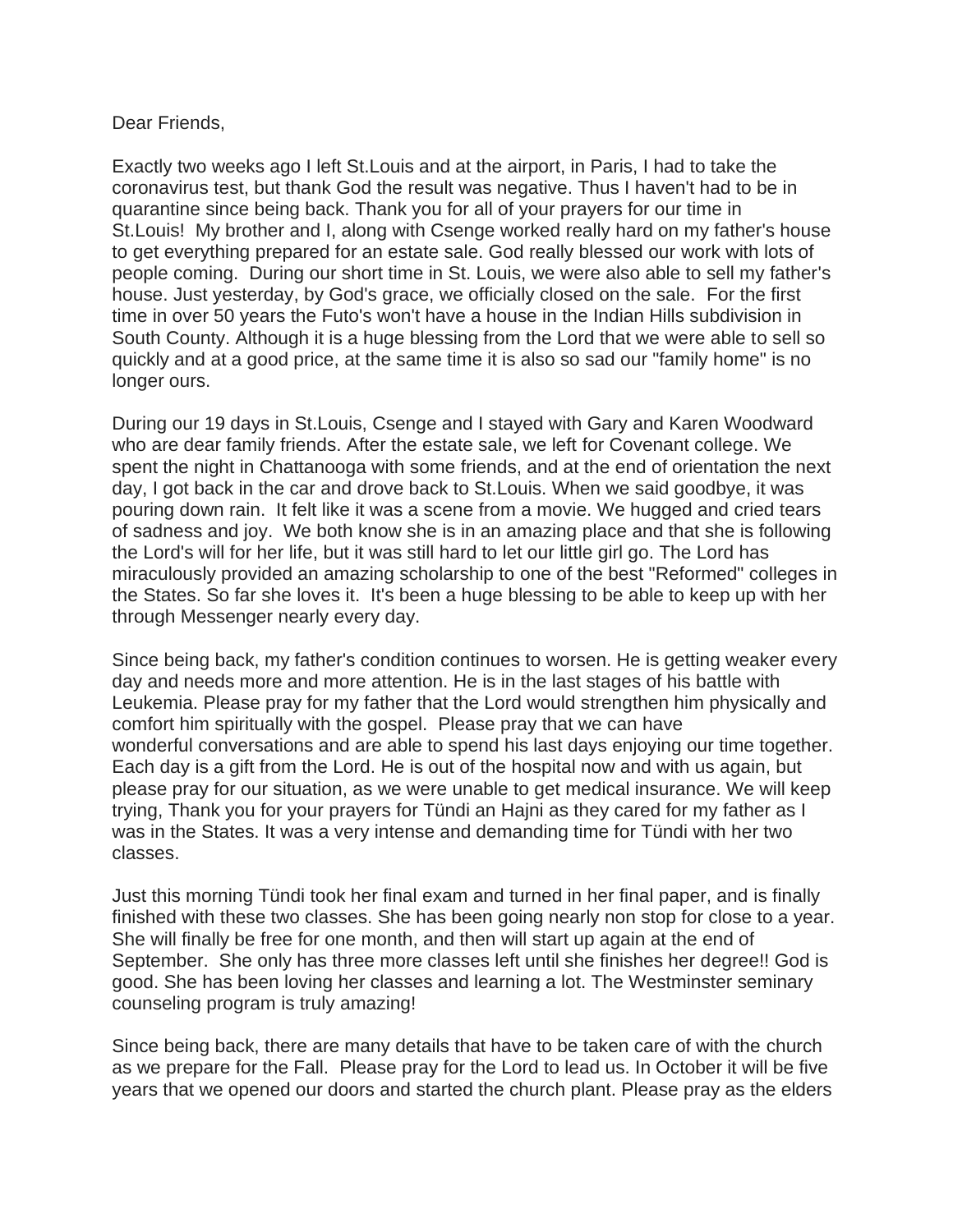Dear Friends,

Exactly two weeks ago I left St.Louis and at the airport, in Paris, I had to take the coronavirus test, but thank God the result was negative. Thus I haven't had to be in quarantine since being back. Thank you for all of your prayers for our time in St.Louis! My brother and I, along with Csenge worked really hard on my father's house to get everything prepared for an estate sale. God really blessed our work with lots of people coming. During our short time in St. Louis, we were also able to sell my father's house. Just yesterday, by God's grace, we officially closed on the sale. For the first time in over 50 years the Futo's won't have a house in the Indian Hills subdivision in South County. Although it is a huge blessing from the Lord that we were able to sell so quickly and at a good price, at the same time it is also so sad our "family home" is no longer ours.

During our 19 days in St.Louis, Csenge and I stayed with Gary and Karen Woodward who are dear family friends. After the estate sale, we left for Covenant college. We spent the night in Chattanooga with some friends, and at the end of orientation the next day, I got back in the car and drove back to St.Louis. When we said goodbye, it was pouring down rain. It felt like it was a scene from a movie. We hugged and cried tears of sadness and joy. We both know she is in an amazing place and that she is following the Lord's will for her life, but it was still hard to let our little girl go. The Lord has miraculously provided an amazing scholarship to one of the best "Reformed" colleges in the States. So far she loves it. It's been a huge blessing to be able to keep up with her through Messenger nearly every day.

Since being back, my father's condition continues to worsen. He is getting weaker every day and needs more and more attention. He is in the last stages of his battle with Leukemia. Please pray for my father that the Lord would strengthen him physically and comfort him spiritually with the gospel. Please pray that we can have wonderful conversations and are able to spend his last days enjoying our time together. Each day is a gift from the Lord. He is out of the hospital now and with us again, but please pray for our situation, as we were unable to get medical insurance. We will keep trying, Thank you for your prayers for Tündi an Hajni as they cared for my father as I was in the States. It was a very intense and demanding time for Tündi with her two classes.

Just this morning Tündi took her final exam and turned in her final paper, and is finally finished with these two classes. She has been going nearly non stop for close to a year. She will finally be free for one month, and then will start up again at the end of September. She only has three more classes left until she finishes her degree!! God is good. She has been loving her classes and learning a lot. The Westminster seminary counseling program is truly amazing!

Since being back, there are many details that have to be taken care of with the church as we prepare for the Fall. Please pray for the Lord to lead us. In October it will be five years that we opened our doors and started the church plant. Please pray as the elders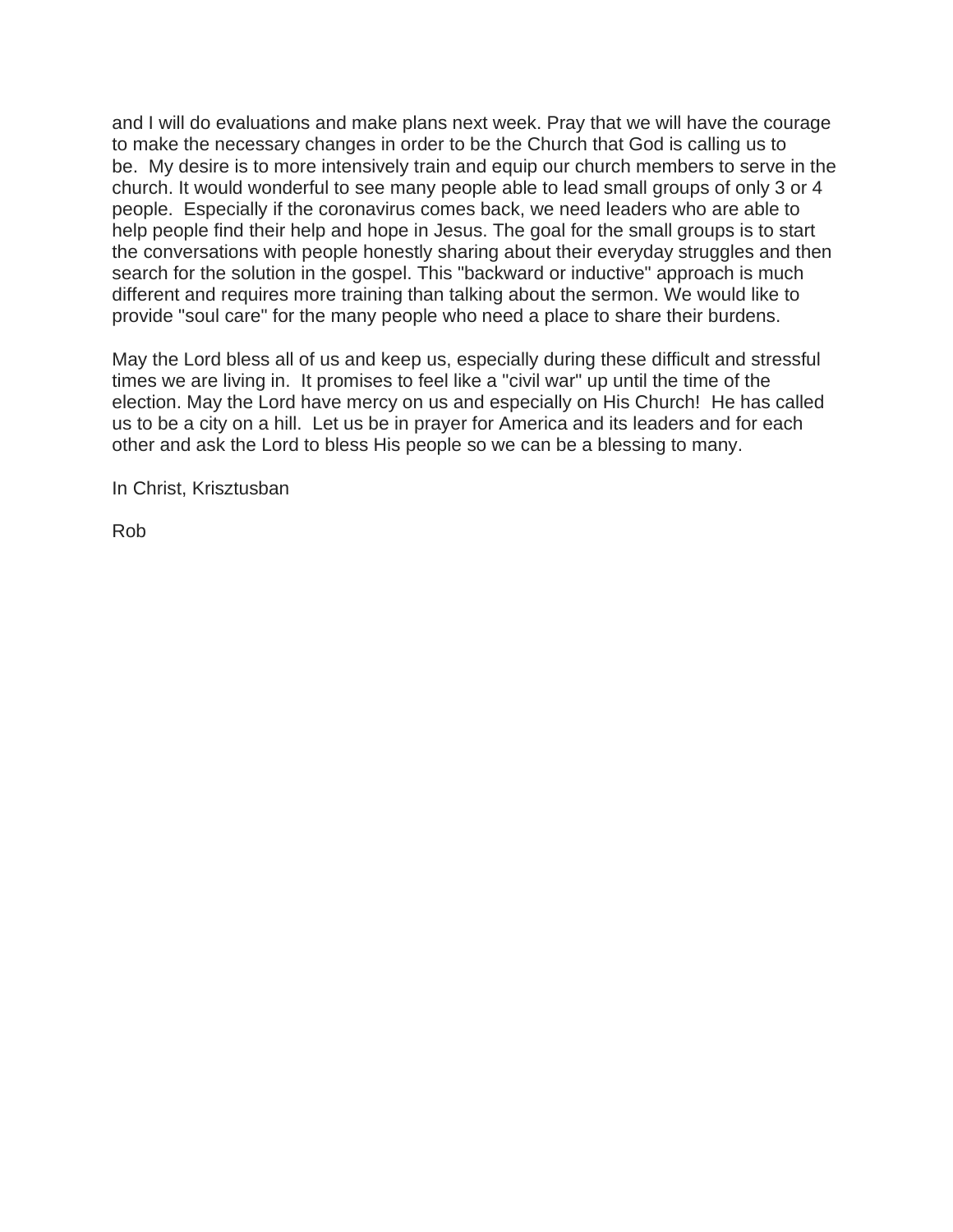and I will do evaluations and make plans next week. Pray that we will have the courage to make the necessary changes in order to be the Church that God is calling us to be.  My desire is to more intensively train and equip our church members to serve in the church. It would wonderful to see many people able to lead small groups of only 3 or 4 people.  Especially if the coronavirus comes back, we need leaders who are able to help people find their help and hope in Jesus. The goal for the small groups is to start the conversations with people honestly sharing about their everyday struggles and then search for the solution in the gospel. This "backward or inductive" approach is much different and requires more training than talking about the sermon. We would like to provide "soul care" for the many people who need a place to share their burdens.

May the Lord bless all of us and keep us, especially during these difficult and stressful times we are living in.  It promises to feel like a "civil war" up until the time of the election. May the Lord have mercy on us and especially on His Church!  He has called us to be a city on a hill.  Let us be in prayer for America and its leaders and for each other and ask the Lord to bless His people so we can be a blessing to many.

In Christ, Krisztusban

Rob